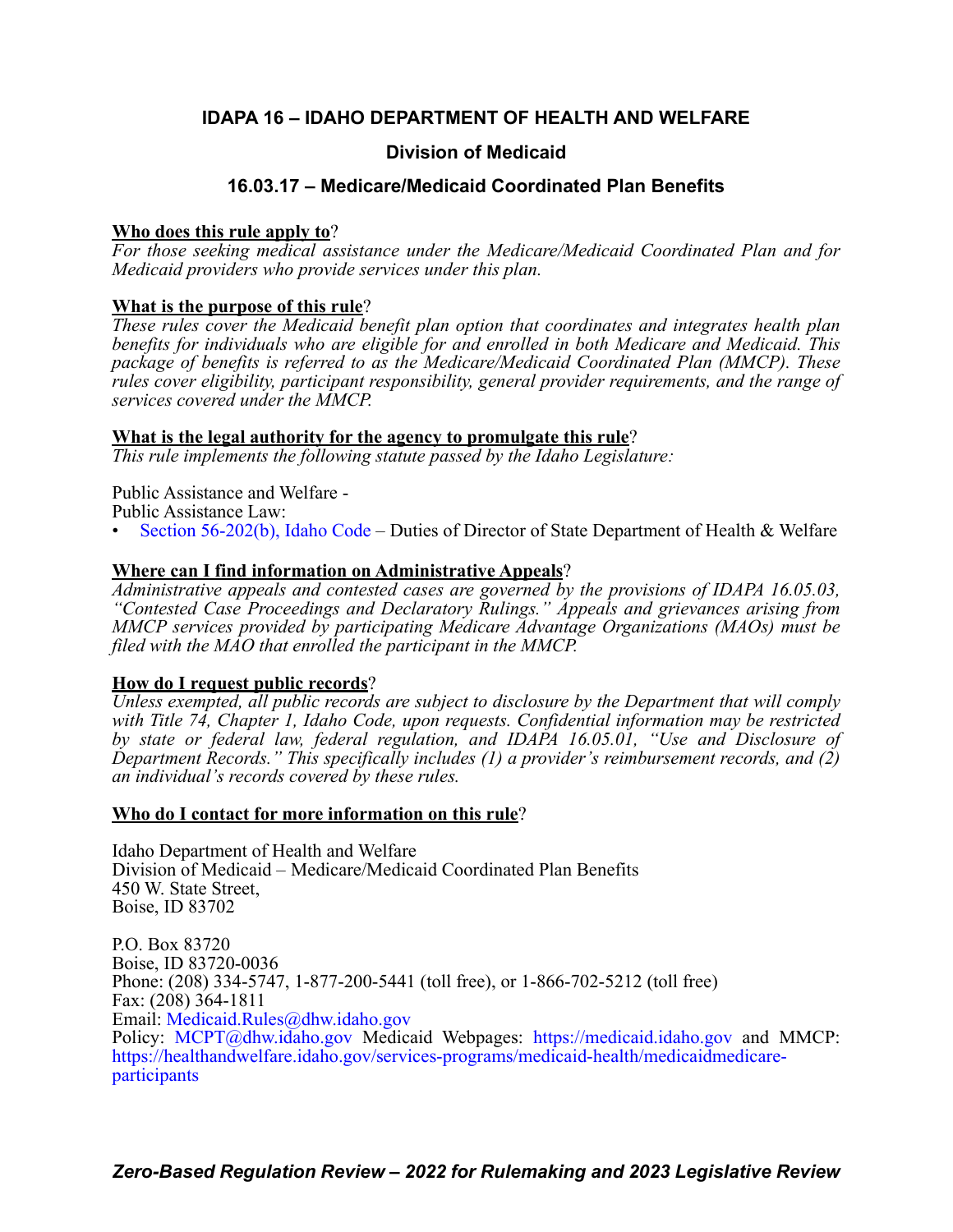# IDAPA 16 – IDAHO DEPARTMENT OF HEALTH AND WELFARE

## Division of Medicaid

## 16.03.17 – Medicare/Medicaid Coordinated Plan Benefits

**Who does this rule apply to**?
*For those seeking medical assistance under the Medicare/Medicaid Coordinated Plan and for Medicaid providers who provide services under this plan.*

**What is the purpose of this rule**?
*These rules cover the Medicaid benefit plan option that coordinates and integrates health plan benefits for individuals who are eligible for and enrolled in both Medicare and Medicaid. This package of benefits is referred to as the Medicare/Medicaid Coordinated Plan (MMCP). These rules cover eligibility, participant responsibility, general provider requirements, and the range of services covered under the MMCP.*

**What is the legal authority for the agency to promulgate this rule**?
*This rule implements the following statute passed by the Idaho Legislature:*

Public Assistance and Welfare -
Public Assistance Law:
- Section 56-202(b), Idaho Code – Duties of Director of State Department of Health & Welfare

**Where can I find information on Administrative Appeals**?
*Administrative appeals and contested cases are governed by the provisions of IDAPA 16.05.03, "Contested Case Proceedings and Declaratory Rulings." Appeals and grievances arising from MMCP services provided by participating Medicare Advantage Organizations (MAOs) must be filed with the MAO that enrolled the participant in the MMCP.*

**How do I request public records**?
*Unless exempted, all public records are subject to disclosure by the Department that will comply with Title 74, Chapter 1, Idaho Code, upon requests. Confidential information may be restricted by state or federal law, federal regulation, and IDAPA 16.05.01, "Use and Disclosure of Department Records." This specifically includes (1) a provider's reimbursement records, and (2) an individual's records covered by these rules.*

**Who do I contact for more information on this rule**?

Idaho Department of Health and Welfare
Division of Medicaid – Medicare/Medicaid Coordinated Plan Benefits
450 W. State Street,
Boise, ID 83702

P.O. Box 83720
Boise, ID 83720-0036
Phone: (208) 334-5747, 1-877-200-5441 (toll free), or 1-866-702-5212 (toll free)
Fax: (208) 364-1811
Email: Medicaid.Rules@dhw.idaho.gov
Policy: MCPT@dhw.idaho.gov Medicaid Webpages: https://medicaid.idaho.gov and MMCP: https://healthandwelfare.idaho.gov/services-programs/medicaid-health/medicaidmedicare-participants

***Zero-Based Regulation Review – 2022 for Rulemaking and 2023 Legislative Review***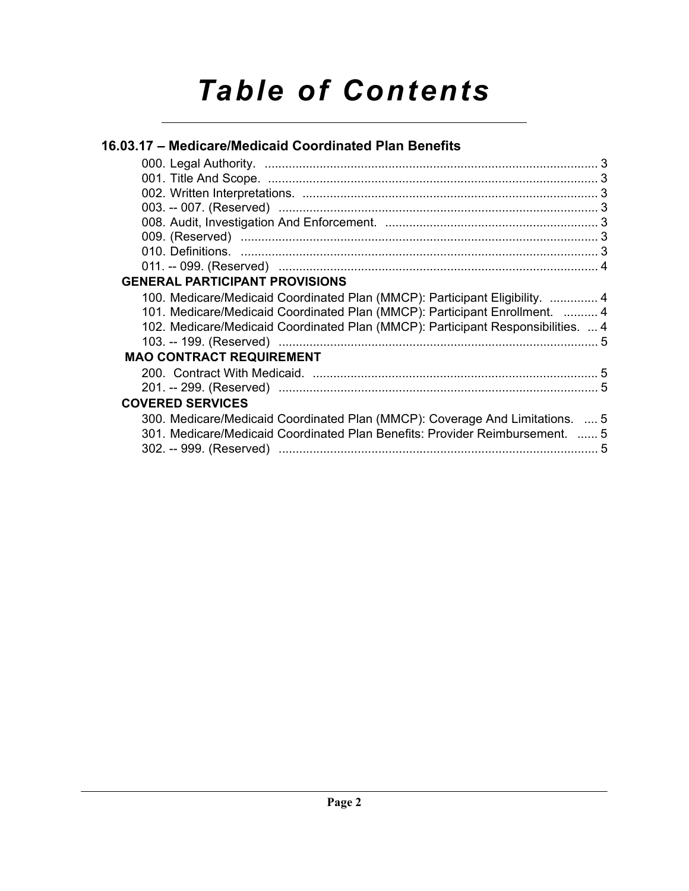# Table of Contents

## 16.03.17 – Medicare/Medicaid Coordinated Plan Benefits

000. Legal Authority. ........................................................................................ 3
001. Title And Scope. ........................................................................................ 3
002. Written Interpretations. ............................................................................. 3
003. -- 007. (Reserved) ..................................................................................... 3
008. Audit, Investigation And Enforcement. ...................................................... 3
009. (Reserved) ................................................................................................. 3
010. Definitions. ................................................................................................ 3
011. -- 099. (Reserved) ..................................................................................... 4

**GENERAL PARTICIPANT PROVISIONS**

100. Medicare/Medicaid Coordinated Plan (MMCP): Participant Eligibility. .............. 4
101. Medicare/Medicaid Coordinated Plan (MMCP): Participant Enrollment. .......... 4
102. Medicare/Medicaid Coordinated Plan (MMCP): Participant Responsibilities. ... 4
103. -- 199. (Reserved) ..................................................................................... 5

**MAO CONTRACT REQUIREMENT**

200. Contract With Medicaid. ............................................................................ 5
201. -- 299. (Reserved) ..................................................................................... 5

**COVERED SERVICES**

300. Medicare/Medicaid Coordinated Plan (MMCP): Coverage And Limitations. .... 5
301. Medicare/Medicaid Coordinated Plan Benefits: Provider Reimbursement. ...... 5
302. -- 999. (Reserved) ..................................................................................... 5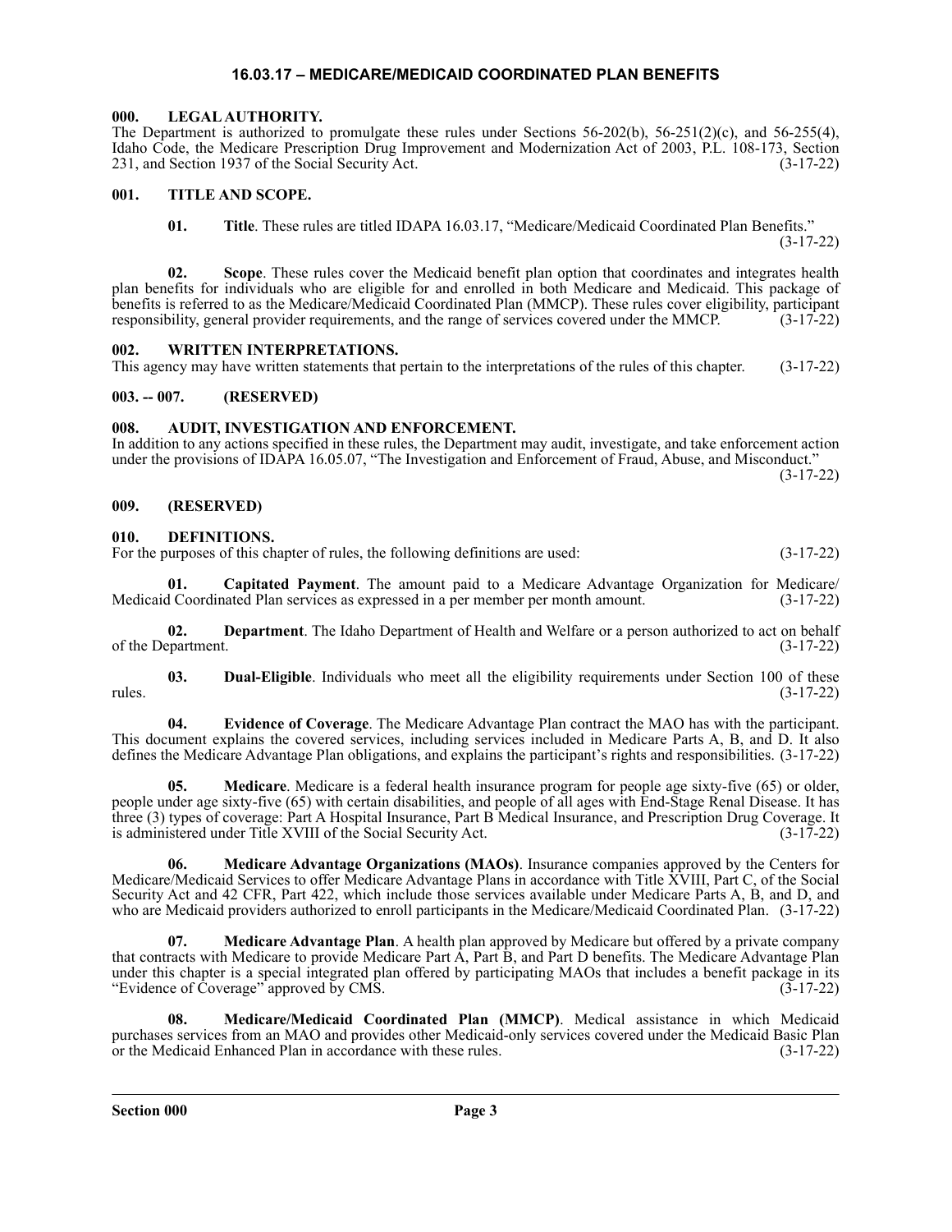# 16.03.17 – MEDICARE/MEDICAID COORDINATED PLAN BENEFITS

## 000. LEGAL AUTHORITY.

The Department is authorized to promulgate these rules under Sections 56-202(b), 56-251(2)(c), and 56-255(4), Idaho Code, the Medicare Prescription Drug Improvement and Modernization Act of 2003, P.L. 108-173, Section 231, and Section 1937 of the Social Security Act. (3-17-22)

## 001. TITLE AND SCOPE.

**01. Title**. These rules are titled IDAPA 16.03.17, "Medicare/Medicaid Coordinated Plan Benefits." (3-17-22)

**02. Scope**. These rules cover the Medicaid benefit plan option that coordinates and integrates health plan benefits for individuals who are eligible for and enrolled in both Medicare and Medicaid. This package of benefits is referred to as the Medicare/Medicaid Coordinated Plan (MMCP). These rules cover eligibility, participant responsibility, general provider requirements, and the range of services covered under the MMCP. (3-17-22)

## 002. WRITTEN INTERPRETATIONS.

This agency may have written statements that pertain to the interpretations of the rules of this chapter. (3-17-22)

## 003. -- 007. (RESERVED)

## 008. AUDIT, INVESTIGATION AND ENFORCEMENT.

In addition to any actions specified in these rules, the Department may audit, investigate, and take enforcement action under the provisions of IDAPA 16.05.07, "The Investigation and Enforcement of Fraud, Abuse, and Misconduct." (3-17-22)

## 009. (RESERVED)

## 010. DEFINITIONS.

For the purposes of this chapter of rules, the following definitions are used: (3-17-22)

**01. Capitated Payment**. The amount paid to a Medicare Advantage Organization for Medicare/Medicaid Coordinated Plan services as expressed in a per member per month amount. (3-17-22)

**02. Department**. The Idaho Department of Health and Welfare or a person authorized to act on behalf of the Department. (3-17-22)

**03. Dual-Eligible**. Individuals who meet all the eligibility requirements under Section 100 of these rules. (3-17-22)

**04. Evidence of Coverage**. The Medicare Advantage Plan contract the MAO has with the participant. This document explains the covered services, including services included in Medicare Parts A, B, and D. It also defines the Medicare Advantage Plan obligations, and explains the participant's rights and responsibilities. (3-17-22)

**05. Medicare**. Medicare is a federal health insurance program for people age sixty-five (65) or older, people under age sixty-five (65) with certain disabilities, and people of all ages with End-Stage Renal Disease. It has three (3) types of coverage: Part A Hospital Insurance, Part B Medical Insurance, and Prescription Drug Coverage. It is administered under Title XVIII of the Social Security Act. (3-17-22)

**06. Medicare Advantage Organizations (MAOs)**. Insurance companies approved by the Centers for Medicare/Medicaid Services to offer Medicare Advantage Plans in accordance with Title XVIII, Part C, of the Social Security Act and 42 CFR, Part 422, which include those services available under Medicare Parts A, B, and D, and who are Medicaid providers authorized to enroll participants in the Medicare/Medicaid Coordinated Plan. (3-17-22)

**07. Medicare Advantage Plan**. A health plan approved by Medicare but offered by a private company that contracts with Medicare to provide Medicare Part A, Part B, and Part D benefits. The Medicare Advantage Plan under this chapter is a special integrated plan offered by participating MAOs that includes a benefit package in its "Evidence of Coverage" approved by CMS. (3-17-22)

**08. Medicare/Medicaid Coordinated Plan (MMCP)**. Medical assistance in which Medicaid purchases services from an MAO and provides other Medicaid-only services covered under the Medicaid Basic Plan or the Medicaid Enhanced Plan in accordance with these rules. (3-17-22)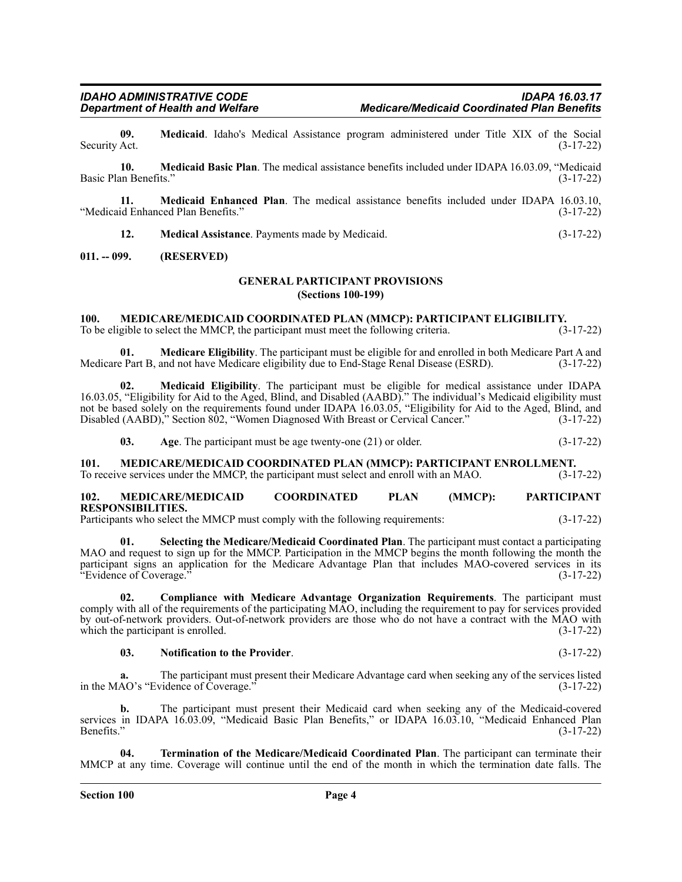**09. Medicaid**. Idaho's Medical Assistance program administered under Title XIX of the Social Security Act. (3-17-22)

**10. Medicaid Basic Plan**. The medical assistance benefits included under IDAPA 16.03.09, "Medicaid Basic Plan Benefits." (3-17-22)

**11. Medicaid Enhanced Plan**. The medical assistance benefits included under IDAPA 16.03.10, "Medicaid Enhanced Plan Benefits." (3-17-22)

**12. Medical Assistance**. Payments made by Medicaid. (3-17-22)

**011. -- 099. (RESERVED)**

## GENERAL PARTICIPANT PROVISIONS
### (Sections 100-199)

**100. MEDICARE/MEDICAID COORDINATED PLAN (MMCP): PARTICIPANT ELIGIBILITY.**
To be eligible to select the MMCP, the participant must meet the following criteria. (3-17-22)

**01. Medicare Eligibility**. The participant must be eligible for and enrolled in both Medicare Part A and Medicare Part B, and not have Medicare eligibility due to End-Stage Renal Disease (ESRD). (3-17-22)

**02. Medicaid Eligibility**. The participant must be eligible for medical assistance under IDAPA 16.03.05, "Eligibility for Aid to the Aged, Blind, and Disabled (AABD)." The individual's Medicaid eligibility must not be based solely on the requirements found under IDAPA 16.03.05, "Eligibility for Aid to the Aged, Blind, and Disabled (AABD)," Section 802, "Women Diagnosed With Breast or Cervical Cancer." (3-17-22)

**03. Age**. The participant must be age twenty-one (21) or older. (3-17-22)

**101. MEDICARE/MEDICAID COORDINATED PLAN (MMCP): PARTICIPANT ENROLLMENT.**
To receive services under the MMCP, the participant must select and enroll with an MAO. (3-17-22)

**102. MEDICARE/MEDICAID COORDINATED PLAN (MMCP): PARTICIPANT RESPONSIBILITIES.**
Participants who select the MMCP must comply with the following requirements: (3-17-22)

**01. Selecting the Medicare/Medicaid Coordinated Plan**. The participant must contact a participating MAO and request to sign up for the MMCP. Participation in the MMCP begins the month following the month the participant signs an application for the Medicare Advantage Plan that includes MAO-covered services in its "Evidence of Coverage." (3-17-22)

**02. Compliance with Medicare Advantage Organization Requirements**. The participant must comply with all of the requirements of the participating MAO, including the requirement to pay for services provided by out-of-network providers. Out-of-network providers are those who do not have a contract with the MAO with which the participant is enrolled. (3-17-22)

**03. Notification to the Provider**. (3-17-22)

**a.** The participant must present their Medicare Advantage card when seeking any of the services listed in the MAO's "Evidence of Coverage." (3-17-22)

**b.** The participant must present their Medicaid card when seeking any of the Medicaid-covered services in IDAPA 16.03.09, "Medicaid Basic Plan Benefits," or IDAPA 16.03.10, "Medicaid Enhanced Plan Benefits." (3-17-22)

**04. Termination of the Medicare/Medicaid Coordinated Plan**. The participant can terminate their MMCP at any time. Coverage will continue until the end of the month in which the termination date falls. The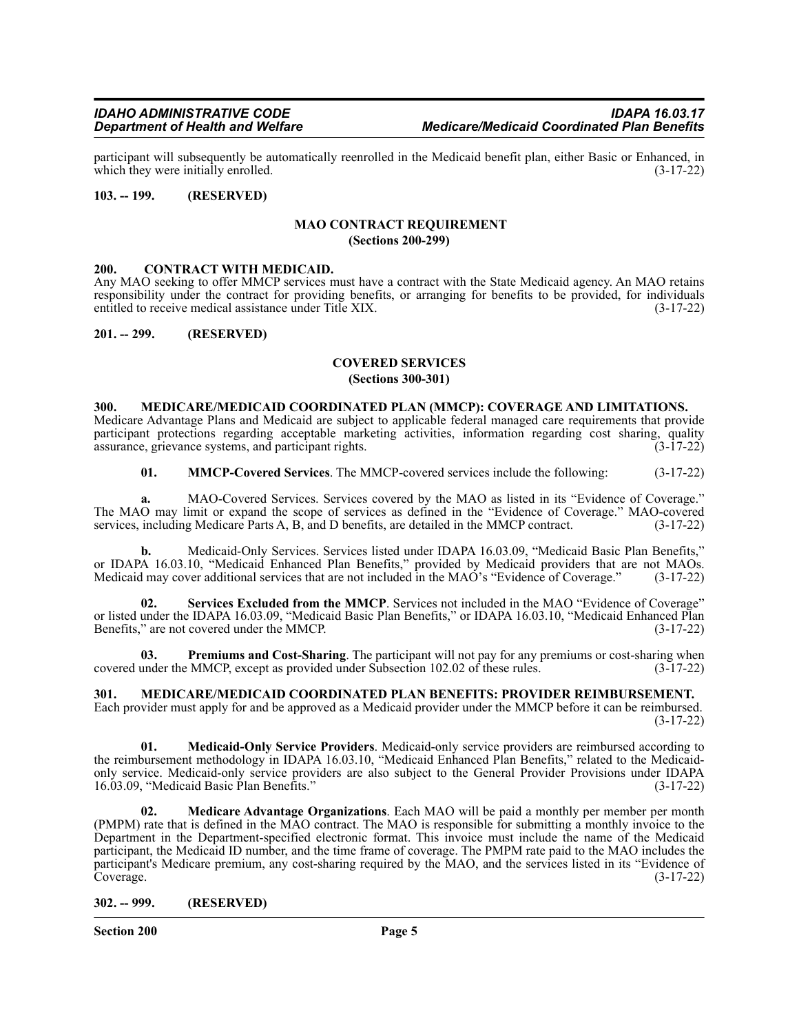participant will subsequently be automatically reenrolled in the Medicaid benefit plan, either Basic or Enhanced, in which they were initially enrolled. (3-17-22)

**103. -- 199. (RESERVED)**

## MAO CONTRACT REQUIREMENT
### (Sections 200-299)

**200. CONTRACT WITH MEDICAID.**

Any MAO seeking to offer MMCP services must have a contract with the State Medicaid agency. An MAO retains responsibility under the contract for providing benefits, or arranging for benefits to be provided, for individuals entitled to receive medical assistance under Title XIX. (3-17-22)

**201. -- 299. (RESERVED)**

## COVERED SERVICES
### (Sections 300-301)

**300. MEDICARE/MEDICAID COORDINATED PLAN (MMCP): COVERAGE AND LIMITATIONS.**

Medicare Advantage Plans and Medicaid are subject to applicable federal managed care requirements that provide participant protections regarding acceptable marketing activities, information regarding cost sharing, quality assurance, grievance systems, and participant rights. (3-17-22)

**01. MMCP-Covered Services**. The MMCP-covered services include the following: (3-17-22)

**a.** MAO-Covered Services. Services covered by the MAO as listed in its "Evidence of Coverage." The MAO may limit or expand the scope of services as defined in the "Evidence of Coverage." MAO-covered services, including Medicare Parts A, B, and D benefits, are detailed in the MMCP contract. (3-17-22)

**b.** Medicaid-Only Services. Services listed under IDAPA 16.03.09, "Medicaid Basic Plan Benefits," or IDAPA 16.03.10, "Medicaid Enhanced Plan Benefits," provided by Medicaid providers that are not MAOs. Medicaid may cover additional services that are not included in the MAO's "Evidence of Coverage." (3-17-22)

**02. Services Excluded from the MMCP**. Services not included in the MAO "Evidence of Coverage" or listed under the IDAPA 16.03.09, "Medicaid Basic Plan Benefits," or IDAPA 16.03.10, "Medicaid Enhanced Plan Benefits," are not covered under the MMCP. (3-17-22)

**03. Premiums and Cost-Sharing**. The participant will not pay for any premiums or cost-sharing when covered under the MMCP, except as provided under Subsection 102.02 of these rules. (3-17-22)

**301. MEDICARE/MEDICAID COORDINATED PLAN BENEFITS: PROVIDER REIMBURSEMENT.**

Each provider must apply for and be approved as a Medicaid provider under the MMCP before it can be reimbursed. (3-17-22)

**01. Medicaid-Only Service Providers**. Medicaid-only service providers are reimbursed according to the reimbursement methodology in IDAPA 16.03.10, "Medicaid Enhanced Plan Benefits," related to the Medicaid-only service. Medicaid-only service providers are also subject to the General Provider Provisions under IDAPA 16.03.09, "Medicaid Basic Plan Benefits." (3-17-22)

**02. Medicare Advantage Organizations**. Each MAO will be paid a monthly per member per month (PMPM) rate that is defined in the MAO contract. The MAO is responsible for submitting a monthly invoice to the Department in the Department-specified electronic format. This invoice must include the name of the Medicaid participant, the Medicaid ID number, and the time frame of coverage. The PMPM rate paid to the MAO includes the participant's Medicare premium, any cost-sharing required by the MAO, and the services listed in its "Evidence of Coverage. (3-17-22)

**302. -- 999. (RESERVED)**